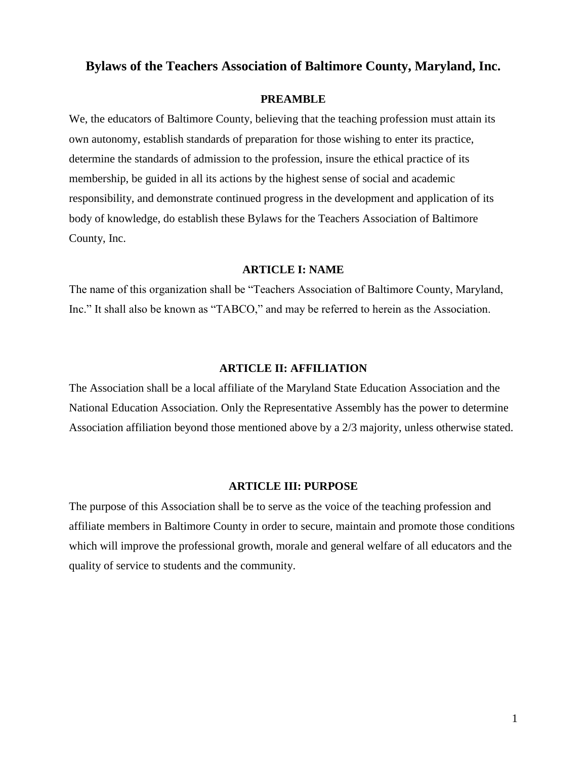# Bylaws of the Teachers Association of Baltimore County, Maryland, Inc.

## PREAMBLE

We, the educators of Baltimore County, believing that the teaching profession must attain its own autonomy, establish standards of preparation for those wishing to enter its practice, determine the standards of admission to the profession, insure the ethical practice of its membership, be guided in all its actions by the highest sense of social and academic responsibility, and demonstrate continued progress in the development and application of its body of knowledge, do establish these Bylaws for the Teachers Association of Baltimore County, Inc.

## ARTICLE I: NAME

The name of this organization shall be "Teachers Association of Baltimore County, Maryland, Inc." It shall also be known as "TABCO," and may be referred to herein as the Association.

## ARTICLE II: AFFILIATION

The Association shall be a local affiliate of the Maryland State Education Association and the National Education Association. Only the Representative Assembly has the power to determine Association affiliation beyond those mentioned above by a 2/3 majority, unless otherwise stated.

## ARTICLE III: PURPOSE

The purpose of this Association shall be to serve as the voice of the teaching profession and affiliate members in Baltimore County in order to secure, maintain and promote those conditions which will improve the professional growth, morale and general welfare of all educators and the quality of service to students and the community.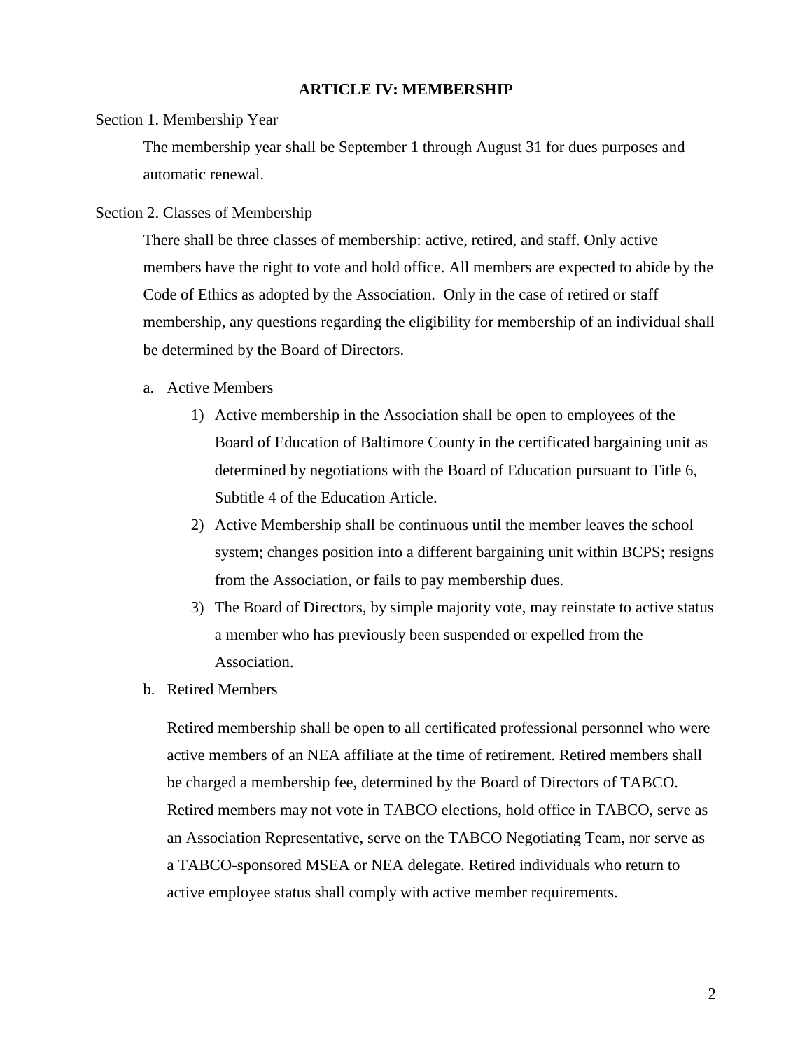## ARTICLE IV: MEMBERSHIP

Section 1. Membership Year

The membership year shall be September 1 through August 31 for dues purposes and automatic renewal.

Section 2. Classes of Membership

There shall be three classes of membership: active, retired, and staff. Only active members have the right to vote and hold office. All members are expected to abide by the Code of Ethics as adopted by the Association. Only in the case of retired or staff membership, any questions regarding the eligibility for membership of an individual shall be determined by the Board of Directors.

a. Active Members

   1) Active membership in the Association shall be open to employees of the Board of Education of Baltimore County in the certificated bargaining unit as determined by negotiations with the Board of Education pursuant to Title 6, Subtitle 4 of the Education Article.
   2) Active Membership shall be continuous until the member leaves the school system; changes position into a different bargaining unit within BCPS; resigns from the Association, or fails to pay membership dues.
   3) The Board of Directors, by simple majority vote, may reinstate to active status a member who has previously been suspended or expelled from the Association.

b. Retired Members

   Retired membership shall be open to all certificated professional personnel who were active members of an NEA affiliate at the time of retirement. Retired members shall be charged a membership fee, determined by the Board of Directors of TABCO. Retired members may not vote in TABCO elections, hold office in TABCO, serve as an Association Representative, serve on the TABCO Negotiating Team, nor serve as a TABCO-sponsored MSEA or NEA delegate. Retired individuals who return to active employee status shall comply with active member requirements.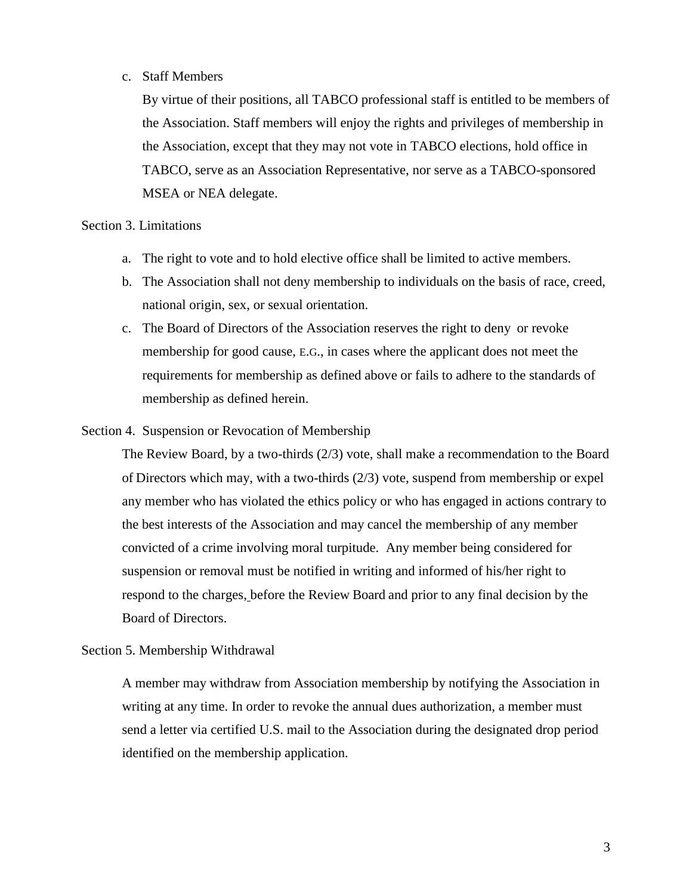c. Staff Members

   By virtue of their positions, all TABCO professional staff is entitled to be members of the Association. Staff members will enjoy the rights and privileges of membership in the Association, except that they may not vote in TABCO elections, hold office in TABCO, serve as an Association Representative, nor serve as a TABCO-sponsored MSEA or NEA delegate.

Section 3. Limitations

a. The right to vote and to hold elective office shall be limited to active members.
b. The Association shall not deny membership to individuals on the basis of race, creed, national origin, sex, or sexual orientation.
c. The Board of Directors of the Association reserves the right to deny or revoke membership for good cause, E.G., in cases where the applicant does not meet the requirements for membership as defined above or fails to adhere to the standards of membership as defined herein.

Section 4. Suspension or Revocation of Membership

The Review Board, by a two-thirds (2/3) vote, shall make a recommendation to the Board of Directors which may, with a two-thirds (2/3) vote, suspend from membership or expel any member who has violated the ethics policy or who has engaged in actions contrary to the best interests of the Association and may cancel the membership of any member convicted of a crime involving moral turpitude. Any member being considered for suspension or removal must be notified in writing and informed of his/her right to respond to the charges, before the Review Board and prior to any final decision by the Board of Directors.

Section 5. Membership Withdrawal

A member may withdraw from Association membership by notifying the Association in writing at any time. In order to revoke the annual dues authorization, a member must send a letter via certified U.S. mail to the Association during the designated drop period identified on the membership application.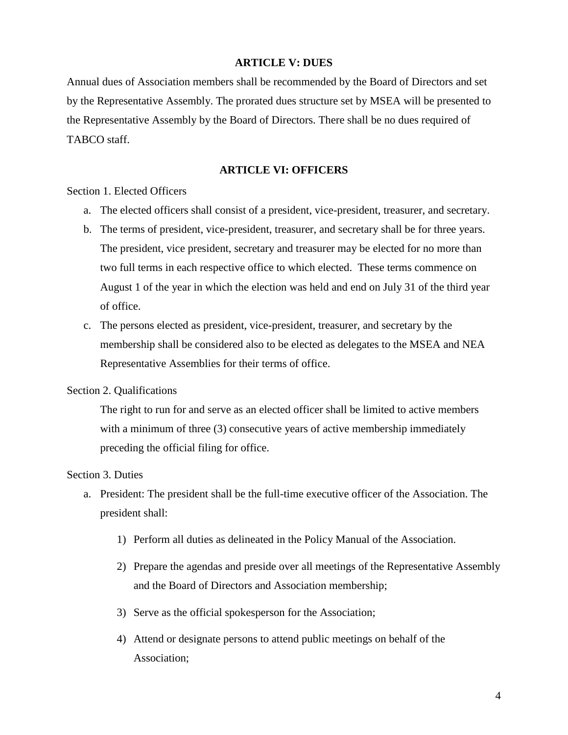## ARTICLE V: DUES

Annual dues of Association members shall be recommended by the Board of Directors and set by the Representative Assembly. The prorated dues structure set by MSEA will be presented to the Representative Assembly by the Board of Directors. There shall be no dues required of TABCO staff.

## ARTICLE VI: OFFICERS

Section 1. Elected Officers

a. The elected officers shall consist of a president, vice-president, treasurer, and secretary.
b. The terms of president, vice-president, treasurer, and secretary shall be for three years. The president, vice president, secretary and treasurer may be elected for no more than two full terms in each respective office to which elected. These terms commence on August 1 of the year in which the election was held and end on July 31 of the third year of office.
c. The persons elected as president, vice-president, treasurer, and secretary by the membership shall be considered also to be elected as delegates to the MSEA and NEA Representative Assemblies for their terms of office.

Section 2. Qualifications

The right to run for and serve as an elected officer shall be limited to active members with a minimum of three (3) consecutive years of active membership immediately preceding the official filing for office.

Section 3. Duties

a. President: The president shall be the full-time executive officer of the Association. The president shall:
    1) Perform all duties as delineated in the Policy Manual of the Association.
    2) Prepare the agendas and preside over all meetings of the Representative Assembly and the Board of Directors and Association membership;
    3) Serve as the official spokesperson for the Association;
    4) Attend or designate persons to attend public meetings on behalf of the Association;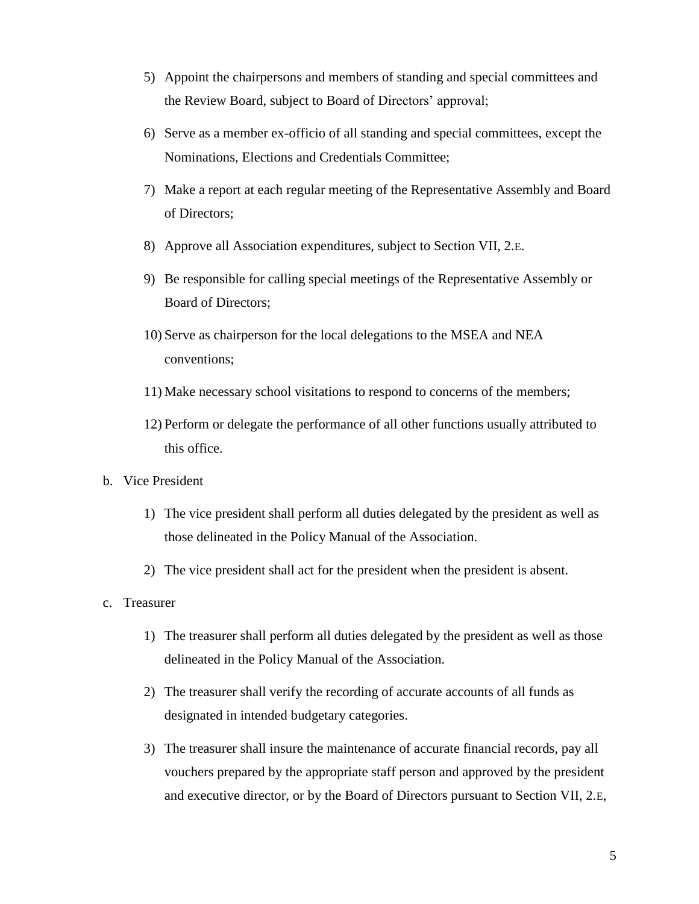5) Appoint the chairpersons and members of standing and special committees and the Review Board, subject to Board of Directors' approval;

6) Serve as a member ex-officio of all standing and special committees, except the Nominations, Elections and Credentials Committee;

7) Make a report at each regular meeting of the Representative Assembly and Board of Directors;

8) Approve all Association expenditures, subject to Section VII, 2.E.

9) Be responsible for calling special meetings of the Representative Assembly or Board of Directors;

10) Serve as chairperson for the local delegations to the MSEA and NEA conventions;

11) Make necessary school visitations to respond to concerns of the members;

12) Perform or delegate the performance of all other functions usually attributed to this office.

b. Vice President

1) The vice president shall perform all duties delegated by the president as well as those delineated in the Policy Manual of the Association.

2) The vice president shall act for the president when the president is absent.

c. Treasurer

1) The treasurer shall perform all duties delegated by the president as well as those delineated in the Policy Manual of the Association.

2) The treasurer shall verify the recording of accurate accounts of all funds as designated in intended budgetary categories.

3) The treasurer shall insure the maintenance of accurate financial records, pay all vouchers prepared by the appropriate staff person and approved by the president and executive director, or by the Board of Directors pursuant to Section VII, 2.E,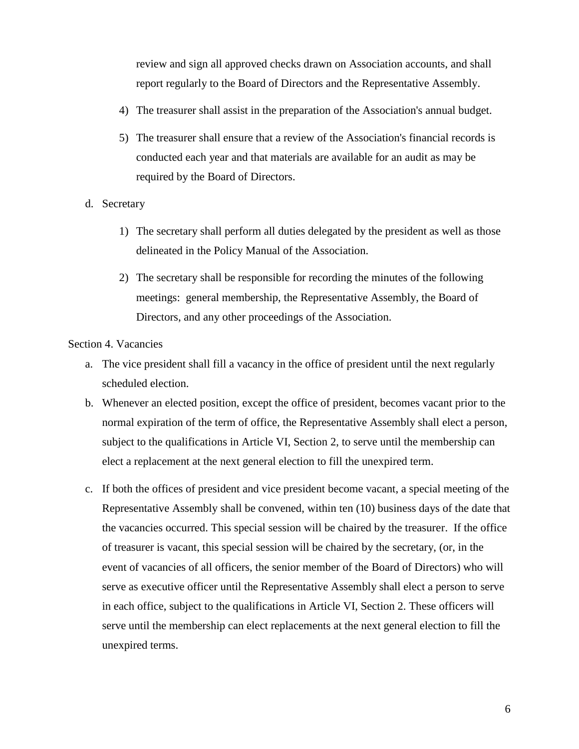review and sign all approved checks drawn on Association accounts, and shall report regularly to the Board of Directors and the Representative Assembly.

4) The treasurer shall assist in the preparation of the Association's annual budget.

5) The treasurer shall ensure that a review of the Association's financial records is conducted each year and that materials are available for an audit as may be required by the Board of Directors.

d. Secretary

1) The secretary shall perform all duties delegated by the president as well as those delineated in the Policy Manual of the Association.

2) The secretary shall be responsible for recording the minutes of the following meetings: general membership, the Representative Assembly, the Board of Directors, and any other proceedings of the Association.

Section 4. Vacancies

a. The vice president shall fill a vacancy in the office of president until the next regularly scheduled election.

b. Whenever an elected position, except the office of president, becomes vacant prior to the normal expiration of the term of office, the Representative Assembly shall elect a person, subject to the qualifications in Article VI, Section 2, to serve until the membership can elect a replacement at the next general election to fill the unexpired term.

c. If both the offices of president and vice president become vacant, a special meeting of the Representative Assembly shall be convened, within ten (10) business days of the date that the vacancies occurred. This special session will be chaired by the treasurer. If the office of treasurer is vacant, this special session will be chaired by the secretary, (or, in the event of vacancies of all officers, the senior member of the Board of Directors) who will serve as executive officer until the Representative Assembly shall elect a person to serve in each office, subject to the qualifications in Article VI, Section 2. These officers will serve until the membership can elect replacements at the next general election to fill the unexpired terms.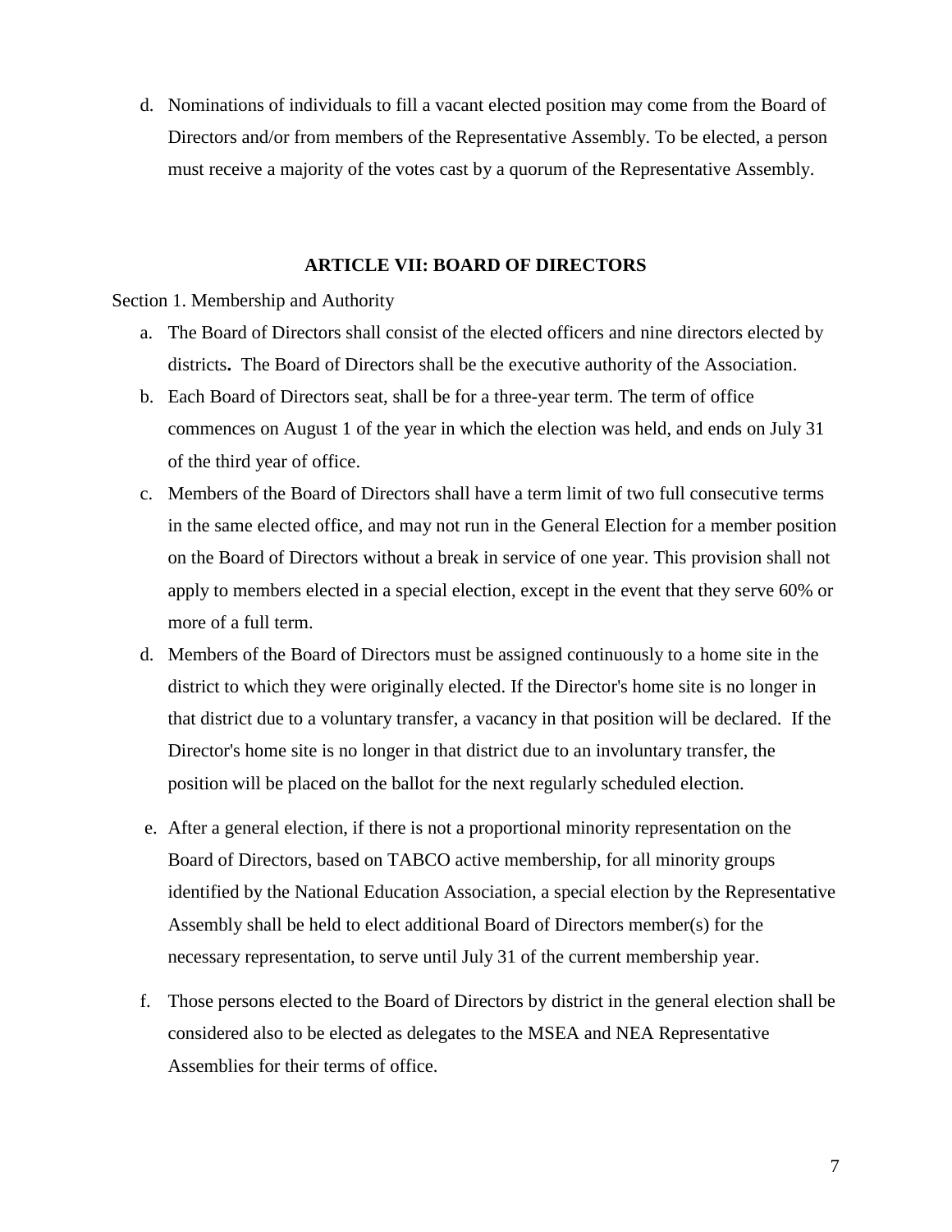d. Nominations of individuals to fill a vacant elected position may come from the Board of Directors and/or from members of the Representative Assembly. To be elected, a person must receive a majority of the votes cast by a quorum of the Representative Assembly.

## ARTICLE VII: BOARD OF DIRECTORS

Section 1. Membership and Authority

a. The Board of Directors shall consist of the elected officers and nine directors elected by districts**.** The Board of Directors shall be the executive authority of the Association.

b. Each Board of Directors seat, shall be for a three-year term. The term of office commences on August 1 of the year in which the election was held, and ends on July 31 of the third year of office.

c. Members of the Board of Directors shall have a term limit of two full consecutive terms in the same elected office, and may not run in the General Election for a member position on the Board of Directors without a break in service of one year. This provision shall not apply to members elected in a special election, except in the event that they serve 60% or more of a full term.

d. Members of the Board of Directors must be assigned continuously to a home site in the district to which they were originally elected. If the Director's home site is no longer in that district due to a voluntary transfer, a vacancy in that position will be declared. If the Director's home site is no longer in that district due to an involuntary transfer, the position will be placed on the ballot for the next regularly scheduled election.

e. After a general election, if there is not a proportional minority representation on the Board of Directors, based on TABCO active membership, for all minority groups identified by the National Education Association, a special election by the Representative Assembly shall be held to elect additional Board of Directors member(s) for the necessary representation, to serve until July 31 of the current membership year.

f. Those persons elected to the Board of Directors by district in the general election shall be considered also to be elected as delegates to the MSEA and NEA Representative Assemblies for their terms of office.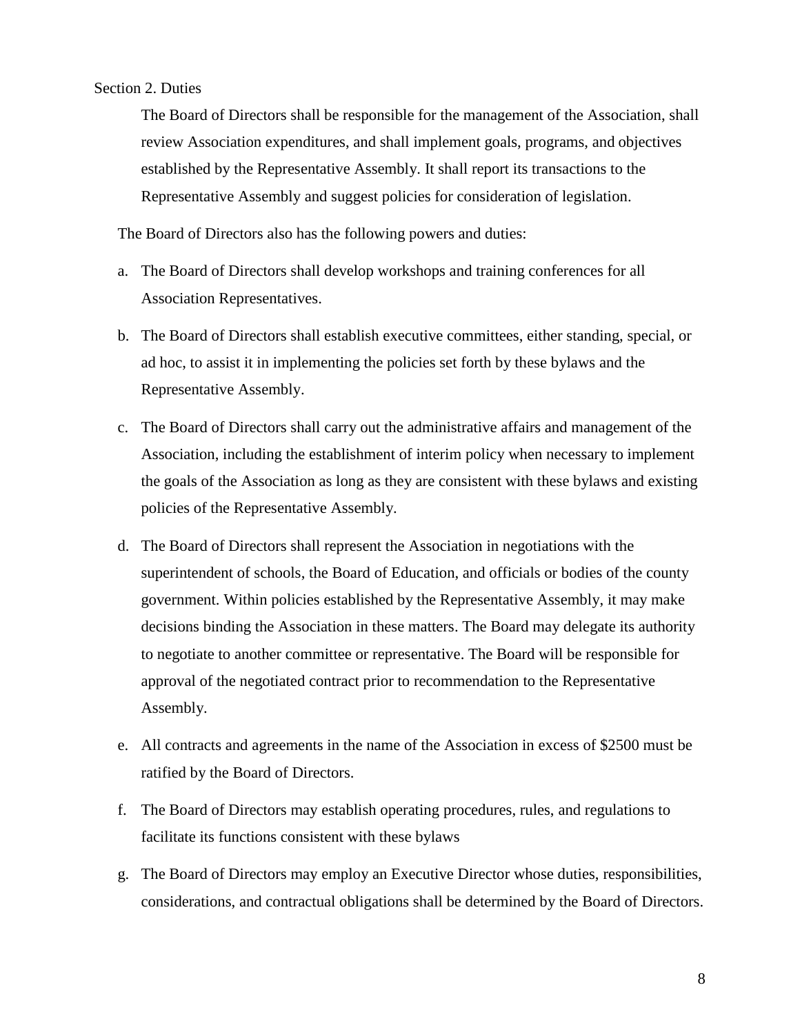Section 2. Duties

The Board of Directors shall be responsible for the management of the Association, shall review Association expenditures, and shall implement goals, programs, and objectives established by the Representative Assembly. It shall report its transactions to the Representative Assembly and suggest policies for consideration of legislation.

The Board of Directors also has the following powers and duties:

a. The Board of Directors shall develop workshops and training conferences for all Association Representatives.

b. The Board of Directors shall establish executive committees, either standing, special, or ad hoc, to assist it in implementing the policies set forth by these bylaws and the Representative Assembly.

c. The Board of Directors shall carry out the administrative affairs and management of the Association, including the establishment of interim policy when necessary to implement the goals of the Association as long as they are consistent with these bylaws and existing policies of the Representative Assembly.

d. The Board of Directors shall represent the Association in negotiations with the superintendent of schools, the Board of Education, and officials or bodies of the county government. Within policies established by the Representative Assembly, it may make decisions binding the Association in these matters. The Board may delegate its authority to negotiate to another committee or representative. The Board will be responsible for approval of the negotiated contract prior to recommendation to the Representative Assembly.

e. All contracts and agreements in the name of the Association in excess of $2500 must be ratified by the Board of Directors.

f. The Board of Directors may establish operating procedures, rules, and regulations to facilitate its functions consistent with these bylaws

g. The Board of Directors may employ an Executive Director whose duties, responsibilities, considerations, and contractual obligations shall be determined by the Board of Directors.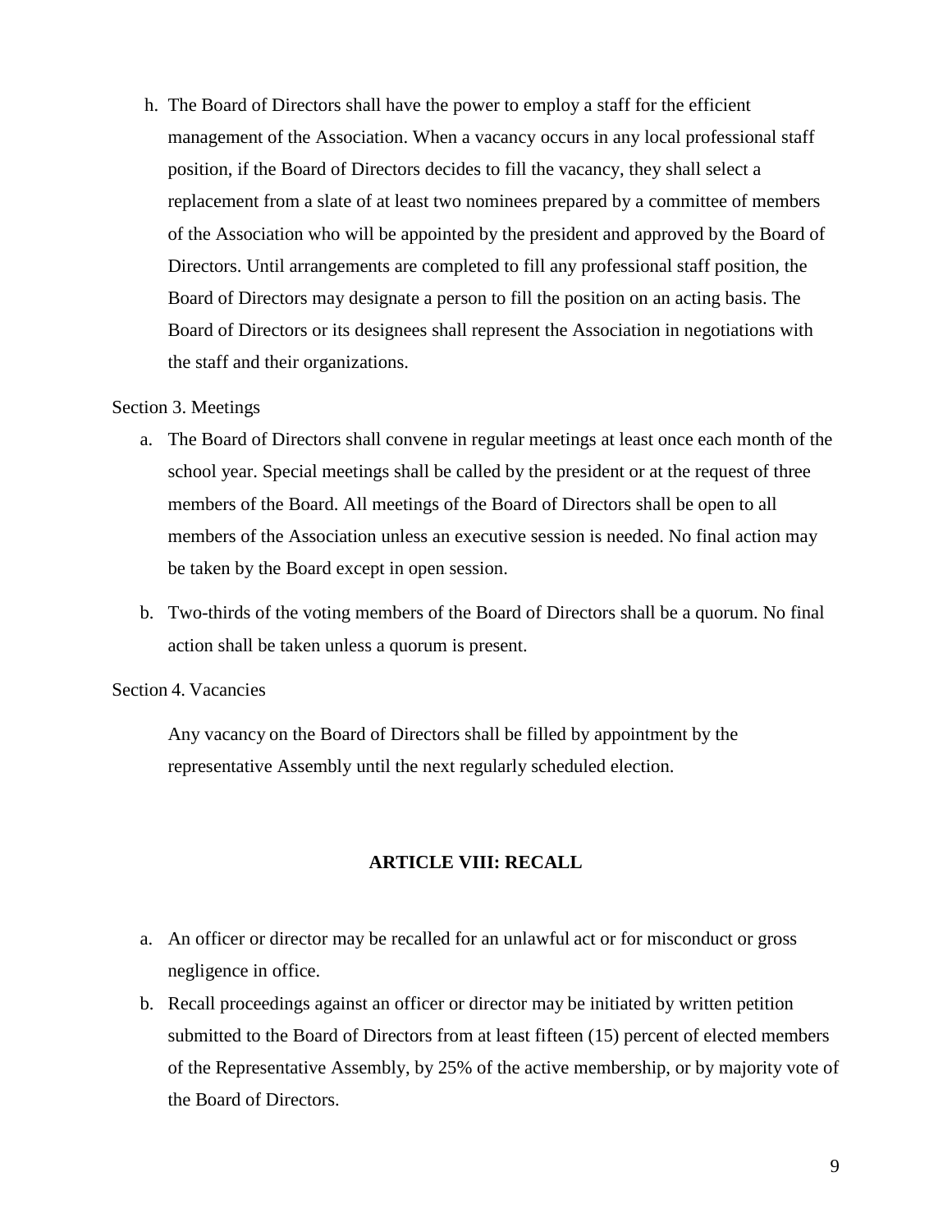h. The Board of Directors shall have the power to employ a staff for the efficient management of the Association. When a vacancy occurs in any local professional staff position, if the Board of Directors decides to fill the vacancy, they shall select a replacement from a slate of at least two nominees prepared by a committee of members of the Association who will be appointed by the president and approved by the Board of Directors. Until arrangements are completed to fill any professional staff position, the Board of Directors may designate a person to fill the position on an acting basis. The Board of Directors or its designees shall represent the Association in negotiations with the staff and their organizations.

Section 3. Meetings

a. The Board of Directors shall convene in regular meetings at least once each month of the school year. Special meetings shall be called by the president or at the request of three members of the Board. All meetings of the Board of Directors shall be open to all members of the Association unless an executive session is needed. No final action may be taken by the Board except in open session.

b. Two-thirds of the voting members of the Board of Directors shall be a quorum. No final action shall be taken unless a quorum is present.

Section 4. Vacancies

Any vacancy on the Board of Directors shall be filled by appointment by the representative Assembly until the next regularly scheduled election.

## ARTICLE VIII: RECALL

a. An officer or director may be recalled for an unlawful act or for misconduct or gross negligence in office.

b. Recall proceedings against an officer or director may be initiated by written petition submitted to the Board of Directors from at least fifteen (15) percent of elected members of the Representative Assembly, by 25% of the active membership, or by majority vote of the Board of Directors.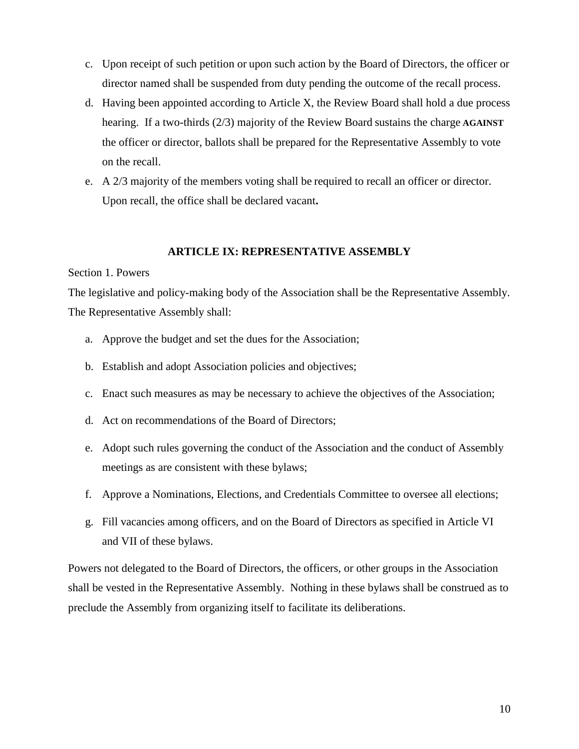c. Upon receipt of such petition or upon such action by the Board of Directors, the officer or director named shall be suspended from duty pending the outcome of the recall process.

d. Having been appointed according to Article X, the Review Board shall hold a due process hearing. If a two-thirds (2/3) majority of the Review Board sustains the charge **AGAINST** the officer or director, ballots shall be prepared for the Representative Assembly to vote on the recall.

e. A 2/3 majority of the members voting shall be required to recall an officer or director. Upon recall, the office shall be declared vacant**.**

## ARTICLE IX: REPRESENTATIVE ASSEMBLY

Section 1. Powers

The legislative and policy-making body of the Association shall be the Representative Assembly. The Representative Assembly shall:

a. Approve the budget and set the dues for the Association;

b. Establish and adopt Association policies and objectives;

c. Enact such measures as may be necessary to achieve the objectives of the Association;

d. Act on recommendations of the Board of Directors;

e. Adopt such rules governing the conduct of the Association and the conduct of Assembly meetings as are consistent with these bylaws;

f. Approve a Nominations, Elections, and Credentials Committee to oversee all elections;

g. Fill vacancies among officers, and on the Board of Directors as specified in Article VI and VII of these bylaws.

Powers not delegated to the Board of Directors, the officers, or other groups in the Association shall be vested in the Representative Assembly. Nothing in these bylaws shall be construed as to preclude the Assembly from organizing itself to facilitate its deliberations.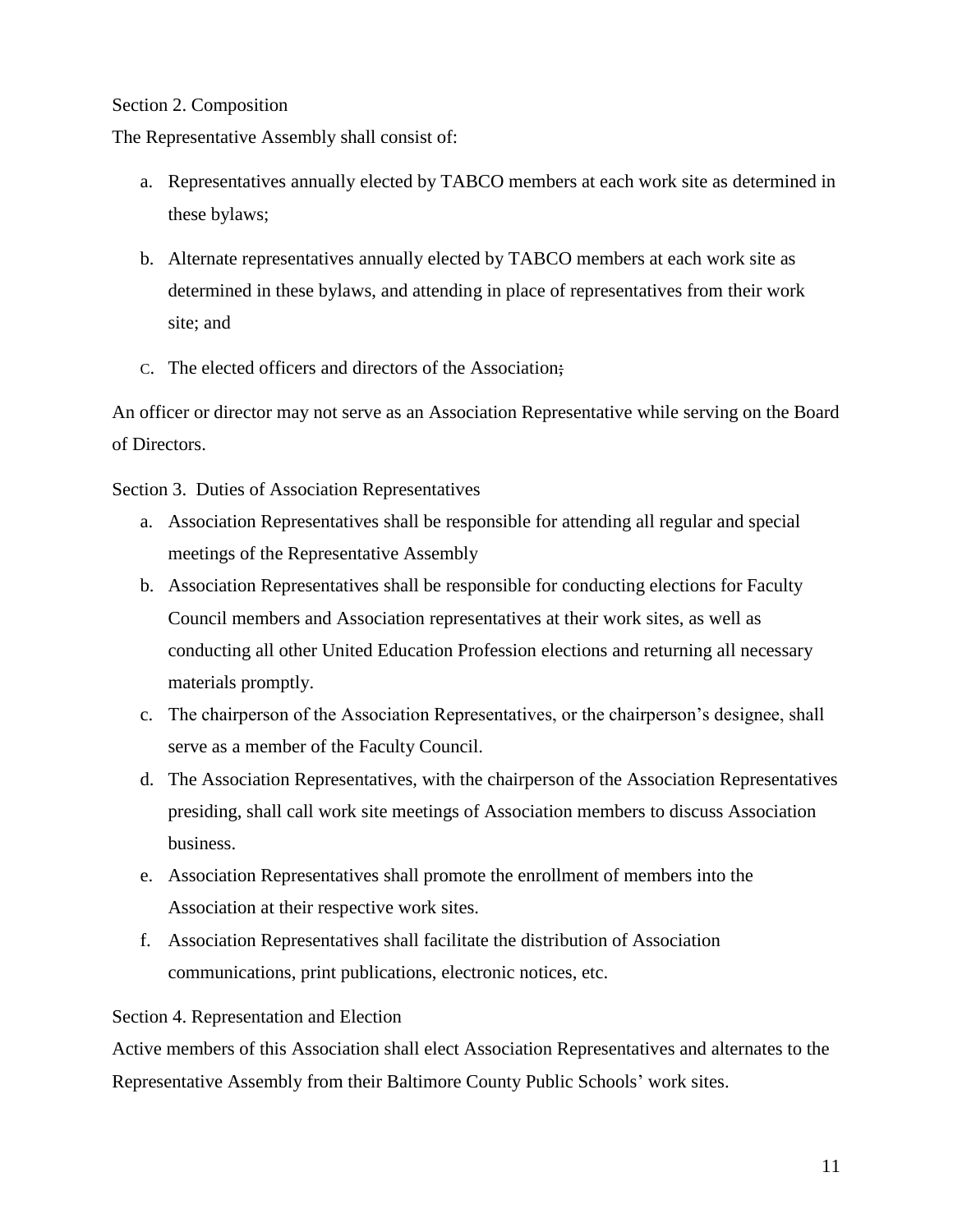Section 2. Composition

The Representative Assembly shall consist of:

a. Representatives annually elected by TABCO members at each work site as determined in these bylaws;

b. Alternate representatives annually elected by TABCO members at each work site as determined in these bylaws, and attending in place of representatives from their work site; and

c. The elected officers and directors of the Association;

An officer or director may not serve as an Association Representative while serving on the Board of Directors.

Section 3. Duties of Association Representatives

a. Association Representatives shall be responsible for attending all regular and special meetings of the Representative Assembly
b. Association Representatives shall be responsible for conducting elections for Faculty Council members and Association representatives at their work sites, as well as conducting all other United Education Profession elections and returning all necessary materials promptly.
c. The chairperson of the Association Representatives, or the chairperson's designee, shall serve as a member of the Faculty Council.
d. The Association Representatives, with the chairperson of the Association Representatives presiding, shall call work site meetings of Association members to discuss Association business.
e. Association Representatives shall promote the enrollment of members into the Association at their respective work sites.
f. Association Representatives shall facilitate the distribution of Association communications, print publications, electronic notices, etc.

Section 4. Representation and Election

Active members of this Association shall elect Association Representatives and alternates to the Representative Assembly from their Baltimore County Public Schools' work sites.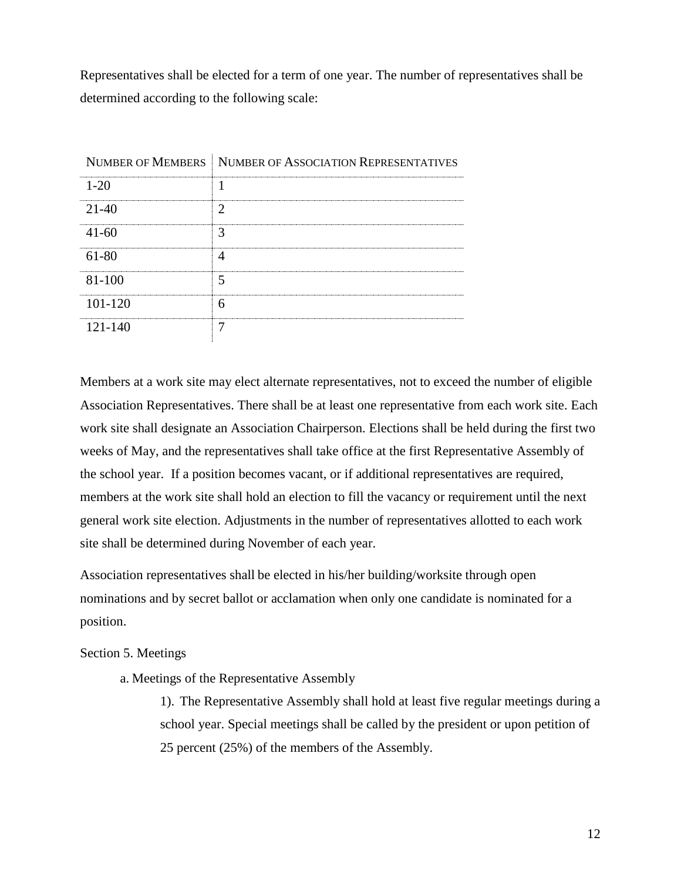Representatives shall be elected for a term of one year. The number of representatives shall be determined according to the following scale:

| NUMBER OF MEMBERS | NUMBER OF ASSOCIATION REPRESENTATIVES |
|---|---|
| 1-20 | 1 |
| 21-40 | 2 |
| 41-60 | 3 |
| 61-80 | 4 |
| 81-100 | 5 |
| 101-120 | 6 |
| 121-140 | 7 |

Members at a work site may elect alternate representatives, not to exceed the number of eligible Association Representatives. There shall be at least one representative from each work site. Each work site shall designate an Association Chairperson. Elections shall be held during the first two weeks of May, and the representatives shall take office at the first Representative Assembly of the school year. If a position becomes vacant, or if additional representatives are required, members at the work site shall hold an election to fill the vacancy or requirement until the next general work site election. Adjustments in the number of representatives allotted to each work site shall be determined during November of each year.

Association representatives shall be elected in his/her building/worksite through open nominations and by secret ballot or acclamation when only one candidate is nominated for a position.

Section 5. Meetings

a. Meetings of the Representative Assembly

1). The Representative Assembly shall hold at least five regular meetings during a school year. Special meetings shall be called by the president or upon petition of 25 percent (25%) of the members of the Assembly.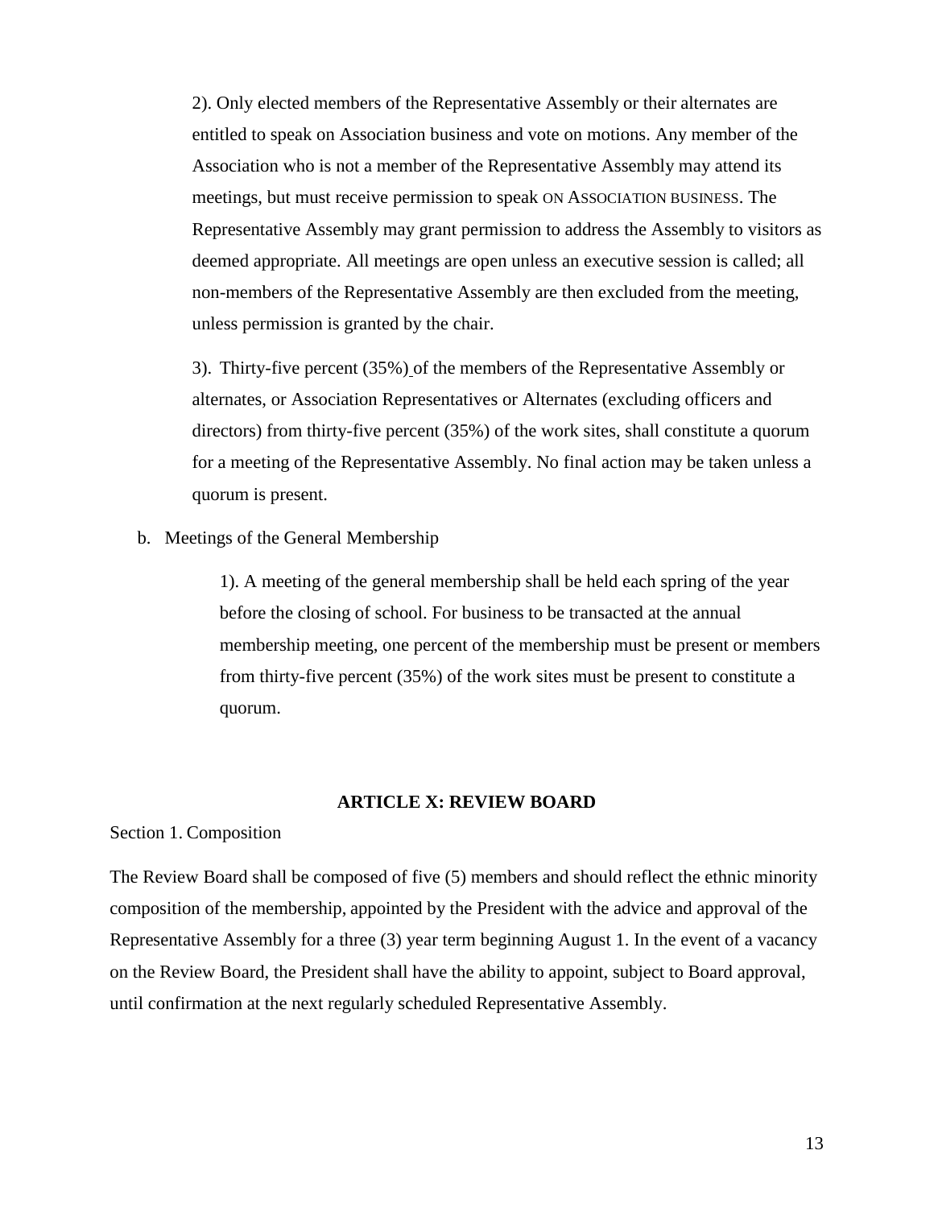2). Only elected members of the Representative Assembly or their alternates are entitled to speak on Association business and vote on motions. Any member of the Association who is not a member of the Representative Assembly may attend its meetings, but must receive permission to speak ON ASSOCIATION BUSINESS. The Representative Assembly may grant permission to address the Assembly to visitors as deemed appropriate. All meetings are open unless an executive session is called; all non-members of the Representative Assembly are then excluded from the meeting, unless permission is granted by the chair.

3). Thirty-five percent (35%) of the members of the Representative Assembly or alternates, or Association Representatives or Alternates (excluding officers and directors) from thirty-five percent (35%) of the work sites, shall constitute a quorum for a meeting of the Representative Assembly. No final action may be taken unless a quorum is present.

b. Meetings of the General Membership

1). A meeting of the general membership shall be held each spring of the year before the closing of school. For business to be transacted at the annual membership meeting, one percent of the membership must be present or members from thirty-five percent (35%) of the work sites must be present to constitute a quorum.

## ARTICLE X: REVIEW BOARD

Section 1. Composition

The Review Board shall be composed of five (5) members and should reflect the ethnic minority composition of the membership, appointed by the President with the advice and approval of the Representative Assembly for a three (3) year term beginning August 1. In the event of a vacancy on the Review Board, the President shall have the ability to appoint, subject to Board approval, until confirmation at the next regularly scheduled Representative Assembly.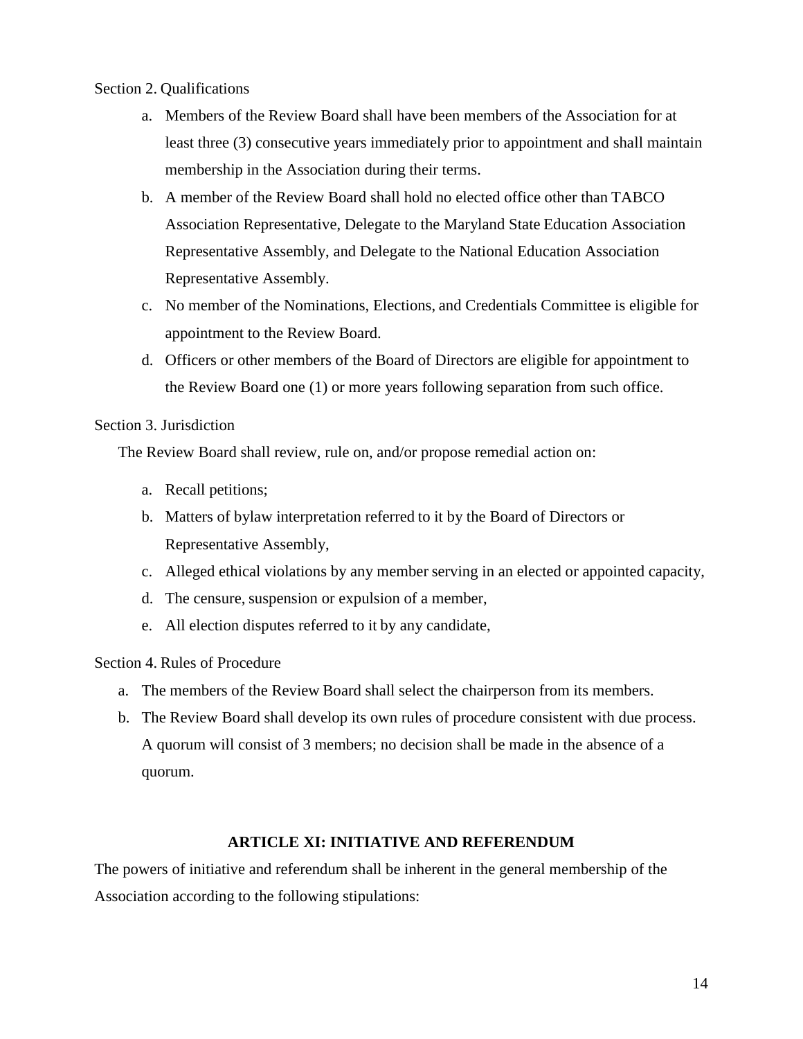Section 2. Qualifications

a. Members of the Review Board shall have been members of the Association for at least three (3) consecutive years immediately prior to appointment and shall maintain membership in the Association during their terms.
b. A member of the Review Board shall hold no elected office other than TABCO Association Representative, Delegate to the Maryland State Education Association Representative Assembly, and Delegate to the National Education Association Representative Assembly.
c. No member of the Nominations, Elections, and Credentials Committee is eligible for appointment to the Review Board.
d. Officers or other members of the Board of Directors are eligible for appointment to the Review Board one (1) or more years following separation from such office.

Section 3. Jurisdiction

The Review Board shall review, rule on, and/or propose remedial action on:

a. Recall petitions;
b. Matters of bylaw interpretation referred to it by the Board of Directors or Representative Assembly,
c. Alleged ethical violations by any member serving in an elected or appointed capacity,
d. The censure, suspension or expulsion of a member,
e. All election disputes referred to it by any candidate,

Section 4. Rules of Procedure

a. The members of the Review Board shall select the chairperson from its members.
b. The Review Board shall develop its own rules of procedure consistent with due process. A quorum will consist of 3 members; no decision shall be made in the absence of a quorum.

## ARTICLE XI: INITIATIVE AND REFERENDUM

The powers of initiative and referendum shall be inherent in the general membership of the Association according to the following stipulations: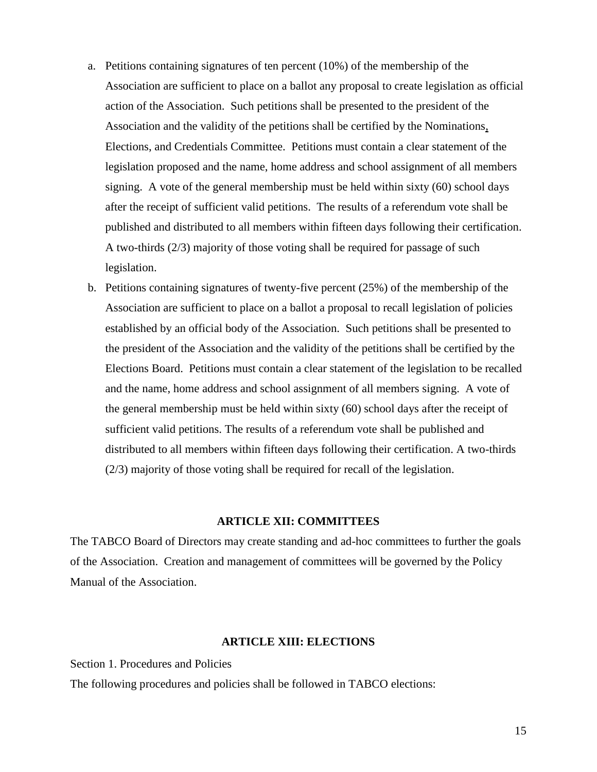a. Petitions containing signatures of ten percent (10%) of the membership of the Association are sufficient to place on a ballot any proposal to create legislation as official action of the Association. Such petitions shall be presented to the president of the Association and the validity of the petitions shall be certified by the Nominations, Elections, and Credentials Committee. Petitions must contain a clear statement of the legislation proposed and the name, home address and school assignment of all members signing. A vote of the general membership must be held within sixty (60) school days after the receipt of sufficient valid petitions. The results of a referendum vote shall be published and distributed to all members within fifteen days following their certification. A two-thirds (2/3) majority of those voting shall be required for passage of such legislation.

b. Petitions containing signatures of twenty-five percent (25%) of the membership of the Association are sufficient to place on a ballot a proposal to recall legislation of policies established by an official body of the Association. Such petitions shall be presented to the president of the Association and the validity of the petitions shall be certified by the Elections Board. Petitions must contain a clear statement of the legislation to be recalled and the name, home address and school assignment of all members signing. A vote of the general membership must be held within sixty (60) school days after the receipt of sufficient valid petitions. The results of a referendum vote shall be published and distributed to all members within fifteen days following their certification. A two-thirds (2/3) majority of those voting shall be required for recall of the legislation.

## ARTICLE XII: COMMITTEES

The TABCO Board of Directors may create standing and ad-hoc committees to further the goals of the Association. Creation and management of committees will be governed by the Policy Manual of the Association.

## ARTICLE XIII: ELECTIONS

Section 1. Procedures and Policies

The following procedures and policies shall be followed in TABCO elections: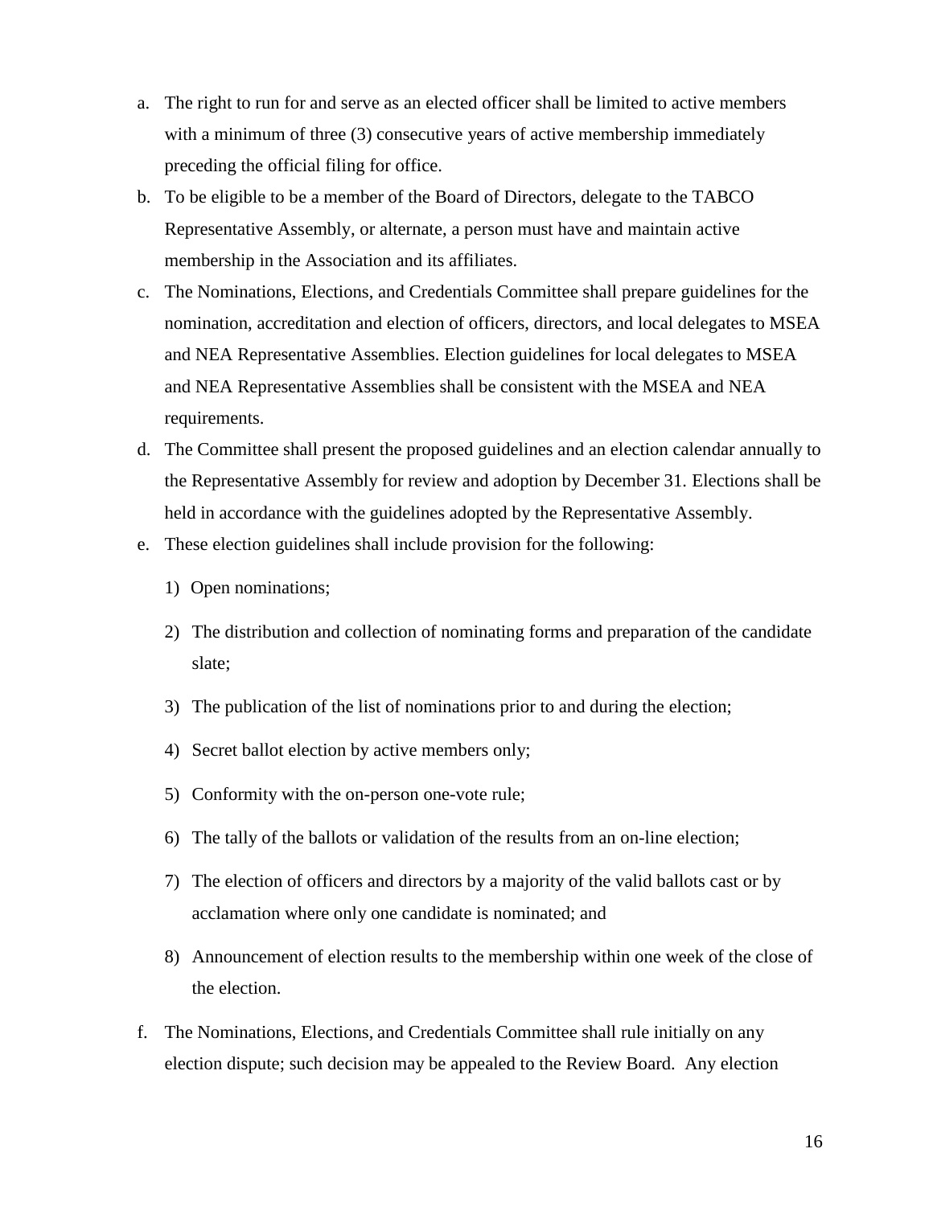a. The right to run for and serve as an elected officer shall be limited to active members with a minimum of three (3) consecutive years of active membership immediately preceding the official filing for office.
b. To be eligible to be a member of the Board of Directors, delegate to the TABCO Representative Assembly, or alternate, a person must have and maintain active membership in the Association and its affiliates.
c. The Nominations, Elections, and Credentials Committee shall prepare guidelines for the nomination, accreditation and election of officers, directors, and local delegates to MSEA and NEA Representative Assemblies. Election guidelines for local delegates to MSEA and NEA Representative Assemblies shall be consistent with the MSEA and NEA requirements.
d. The Committee shall present the proposed guidelines and an election calendar annually to the Representative Assembly for review and adoption by December 31. Elections shall be held in accordance with the guidelines adopted by the Representative Assembly.
e. These election guidelines shall include provision for the following:
    1) Open nominations;
    2) The distribution and collection of nominating forms and preparation of the candidate slate;
    3) The publication of the list of nominations prior to and during the election;
    4) Secret ballot election by active members only;
    5) Conformity with the on-person one-vote rule;
    6) The tally of the ballots or validation of the results from an on-line election;
    7) The election of officers and directors by a majority of the valid ballots cast or by acclamation where only one candidate is nominated; and
    8) Announcement of election results to the membership within one week of the close of the election.
f. The Nominations, Elections, and Credentials Committee shall rule initially on any election dispute; such decision may be appealed to the Review Board. Any election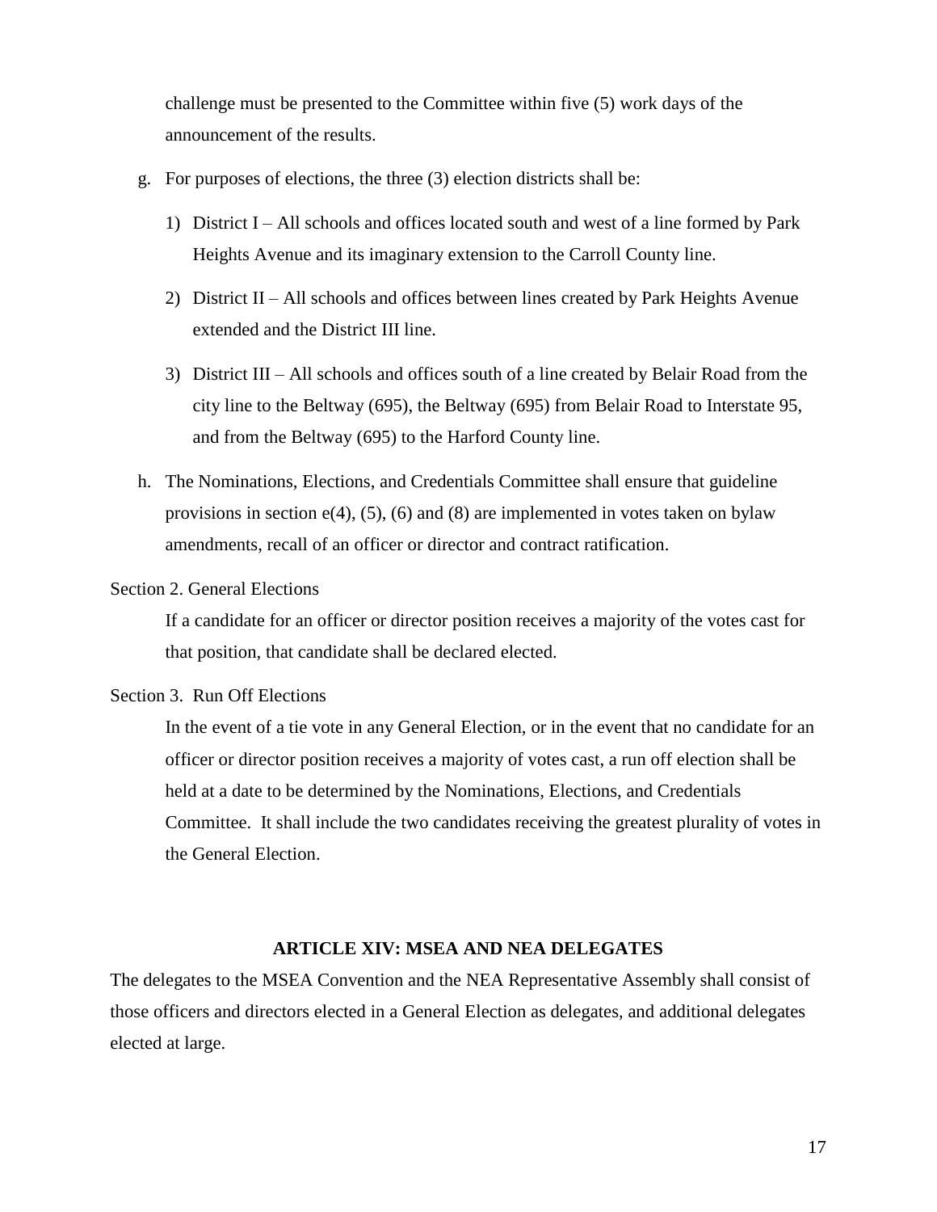challenge must be presented to the Committee within five (5) work days of the announcement of the results.

g. For purposes of elections, the three (3) election districts shall be:

   1) District I – All schools and offices located south and west of a line formed by Park Heights Avenue and its imaginary extension to the Carroll County line.

   2) District II – All schools and offices between lines created by Park Heights Avenue extended and the District III line.

   3) District III – All schools and offices south of a line created by Belair Road from the city line to the Beltway (695), the Beltway (695) from Belair Road to Interstate 95, and from the Beltway (695) to the Harford County line.

h. The Nominations, Elections, and Credentials Committee shall ensure that guideline provisions in section e(4), (5), (6) and (8) are implemented in votes taken on bylaw amendments, recall of an officer or director and contract ratification.

Section 2. General Elections

If a candidate for an officer or director position receives a majority of the votes cast for that position, that candidate shall be declared elected.

Section 3. Run Off Elections

In the event of a tie vote in any General Election, or in the event that no candidate for an officer or director position receives a majority of votes cast, a run off election shall be held at a date to be determined by the Nominations, Elections, and Credentials Committee. It shall include the two candidates receiving the greatest plurality of votes in the General Election.

## ARTICLE XIV: MSEA AND NEA DELEGATES

The delegates to the MSEA Convention and the NEA Representative Assembly shall consist of those officers and directors elected in a General Election as delegates, and additional delegates elected at large.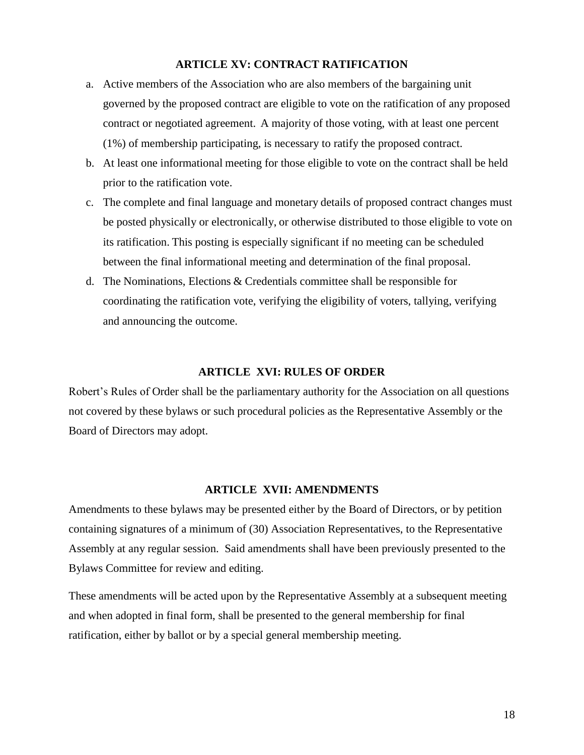## ARTICLE XV: CONTRACT RATIFICATION

a. Active members of the Association who are also members of the bargaining unit governed by the proposed contract are eligible to vote on the ratification of any proposed contract or negotiated agreement. A majority of those voting, with at least one percent (1%) of membership participating, is necessary to ratify the proposed contract.
b. At least one informational meeting for those eligible to vote on the contract shall be held prior to the ratification vote.
c. The complete and final language and monetary details of proposed contract changes must be posted physically or electronically, or otherwise distributed to those eligible to vote on its ratification. This posting is especially significant if no meeting can be scheduled between the final informational meeting and determination of the final proposal.
d. The Nominations, Elections & Credentials committee shall be responsible for coordinating the ratification vote, verifying the eligibility of voters, tallying, verifying and announcing the outcome.

## ARTICLE XVI: RULES OF ORDER

Robert's Rules of Order shall be the parliamentary authority for the Association on all questions not covered by these bylaws or such procedural policies as the Representative Assembly or the Board of Directors may adopt.

## ARTICLE XVII: AMENDMENTS

Amendments to these bylaws may be presented either by the Board of Directors, or by petition containing signatures of a minimum of (30) Association Representatives, to the Representative Assembly at any regular session. Said amendments shall have been previously presented to the Bylaws Committee for review and editing.

These amendments will be acted upon by the Representative Assembly at a subsequent meeting and when adopted in final form, shall be presented to the general membership for final ratification, either by ballot or by a special general membership meeting.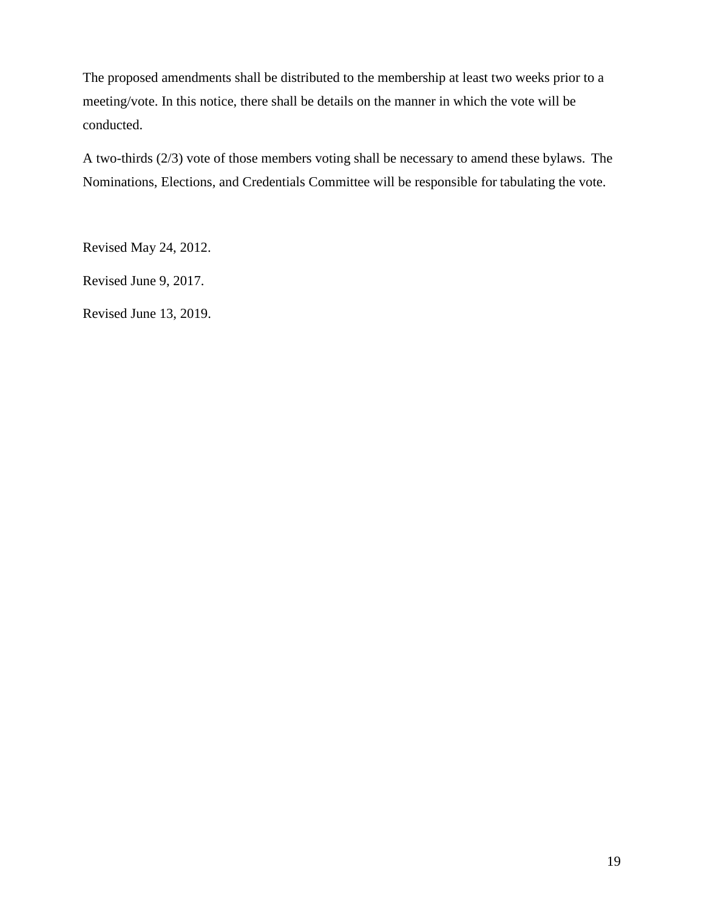The proposed amendments shall be distributed to the membership at least two weeks prior to a meeting/vote. In this notice, there shall be details on the manner in which the vote will be conducted.

A two-thirds (2/3) vote of those members voting shall be necessary to amend these bylaws. The Nominations, Elections, and Credentials Committee will be responsible for tabulating the vote.

Revised May 24, 2012.

Revised June 9, 2017.

Revised June 13, 2019.